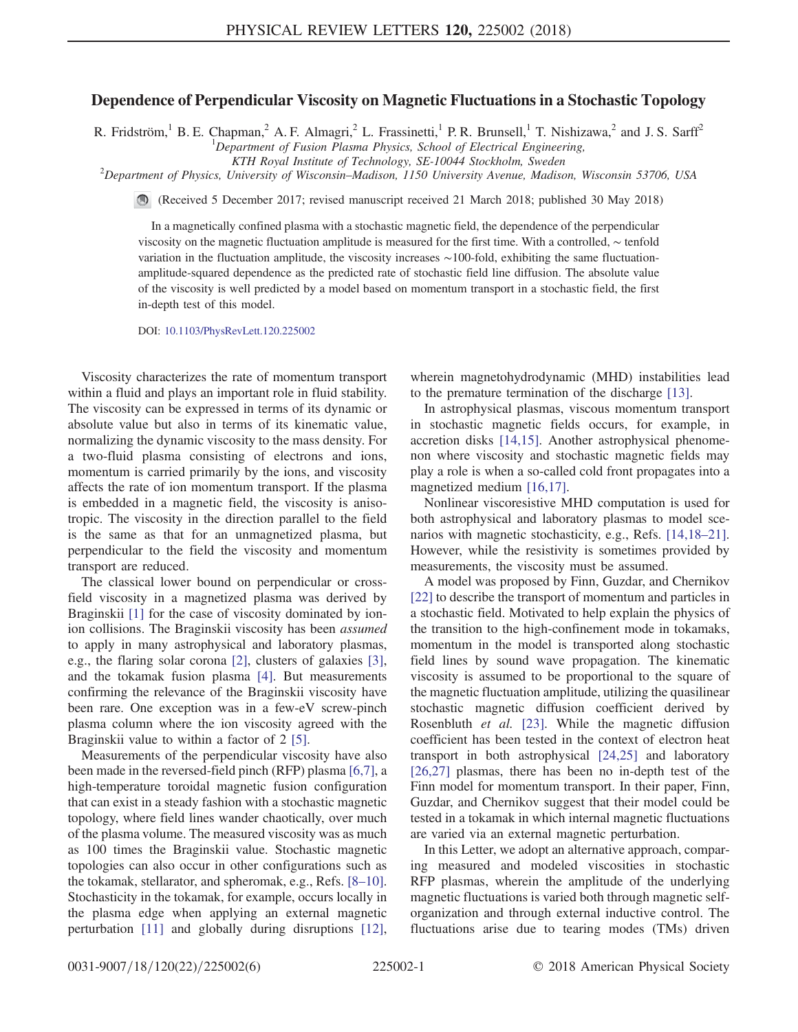# Dependence of Perpendicular Viscosity on Magnetic Fluctuations in a Stochastic Topology

R. Fridström,[1] B. E. Chapman,[2] A. F. Almagri,[2] L. Frassinetti,[1] P. R. Brunsell,[1] T. Nishizawa,[2] and J. S. Sarff[2]

[1]Department of Fusion Plasma Physics, School of Electrical Engineering, KTH Royal Institute of Technology, SE-10044 Stockholm, Sweden

[2]Department of Physics, University of Wisconsin–Madison, 1150 University Avenue, Madison, Wisconsin 53706, USA

(Received 5 December 2017; revised manuscript received 21 March 2018; published 30 May 2018)

In a magnetically confined plasma with a stochastic magnetic field, the dependence of the perpendicular viscosity on the magnetic fluctuation amplitude is measured for the first time. With a controlled, ∼ tenfold variation in the fluctuation amplitude, the viscosity increases ∼100-fold, exhibiting the same fluctuation-amplitude-squared dependence as the predicted rate of stochastic field line diffusion. The absolute value of the viscosity is well predicted by a model based on momentum transport in a stochastic field, the first in-depth test of this model.

DOI: 10.1103/PhysRevLett.120.225002

Viscosity characterizes the rate of momentum transport within a fluid and plays an important role in fluid stability. The viscosity can be expressed in terms of its dynamic or absolute value but also in terms of its kinematic value, normalizing the dynamic viscosity to the mass density. For a two-fluid plasma consisting of electrons and ions, momentum is carried primarily by the ions, and viscosity affects the rate of ion momentum transport. If the plasma is embedded in a magnetic field, the viscosity is anisotropic. The viscosity in the direction parallel to the field is the same as that for an unmagnetized plasma, but perpendicular to the field the viscosity and momentum transport are reduced.

The classical lower bound on perpendicular or cross-field viscosity in a magnetized plasma was derived by Braginskii [1] for the case of viscosity dominated by ion-ion collisions. The Braginskii viscosity has been *assumed* to apply in many astrophysical and laboratory plasmas, e.g., the flaring solar corona [2], clusters of galaxies [3], and the tokamak fusion plasma [4]. But measurements confirming the relevance of the Braginskii viscosity have been rare. One exception was in a few-eV screw-pinch plasma column where the ion viscosity agreed with the Braginskii value to within a factor of 2 [5].

Measurements of the perpendicular viscosity have also been made in the reversed-field pinch (RFP) plasma [6,7], a high-temperature toroidal magnetic fusion configuration that can exist in a steady fashion with a stochastic magnetic topology, where field lines wander chaotically, over much of the plasma volume. The measured viscosity was as much as 100 times the Braginskii value. Stochastic magnetic topologies can also occur in other configurations such as the tokamak, stellarator, and spheromak, e.g., Refs. [8–10]. Stochasticity in the tokamak, for example, occurs locally in the plasma edge when applying an external magnetic perturbation [11] and globally during disruptions [12], wherein magnetohydrodynamic (MHD) instabilities lead to the premature termination of the discharge [13].

In astrophysical plasmas, viscous momentum transport in stochastic magnetic fields occurs, for example, in accretion disks [14,15]. Another astrophysical phenomenon where viscosity and stochastic magnetic fields may play a role is when a so-called cold front propagates into a magnetized medium [16,17].

Nonlinear viscoresistive MHD computation is used for both astrophysical and laboratory plasmas to model scenarios with magnetic stochasticity, e.g., Refs. [14,18–21]. However, while the resistivity is sometimes provided by measurements, the viscosity must be assumed.

A model was proposed by Finn, Guzdar, and Chernikov [22] to describe the transport of momentum and particles in a stochastic field. Motivated to help explain the physics of the transition to the high-confinement mode in tokamaks, momentum in the model is transported along stochastic field lines by sound wave propagation. The kinematic viscosity is assumed to be proportional to the square of the magnetic fluctuation amplitude, utilizing the quasilinear stochastic magnetic diffusion coefficient derived by Rosenbluth *et al.* [23]. While the magnetic diffusion coefficient has been tested in the context of electron heat transport in both astrophysical [24,25] and laboratory [26,27] plasmas, there has been no in-depth test of the Finn model for momentum transport. In their paper, Finn, Guzdar, and Chernikov suggest that their model could be tested in a tokamak in which internal magnetic fluctuations are varied via an external magnetic perturbation.

In this Letter, we adopt an alternative approach, comparing measured and modeled viscosities in stochastic RFP plasmas, wherein the amplitude of the underlying magnetic fluctuations is varied both through magnetic self-organization and through external inductive control. The fluctuations arise due to tearing modes (TMs) driven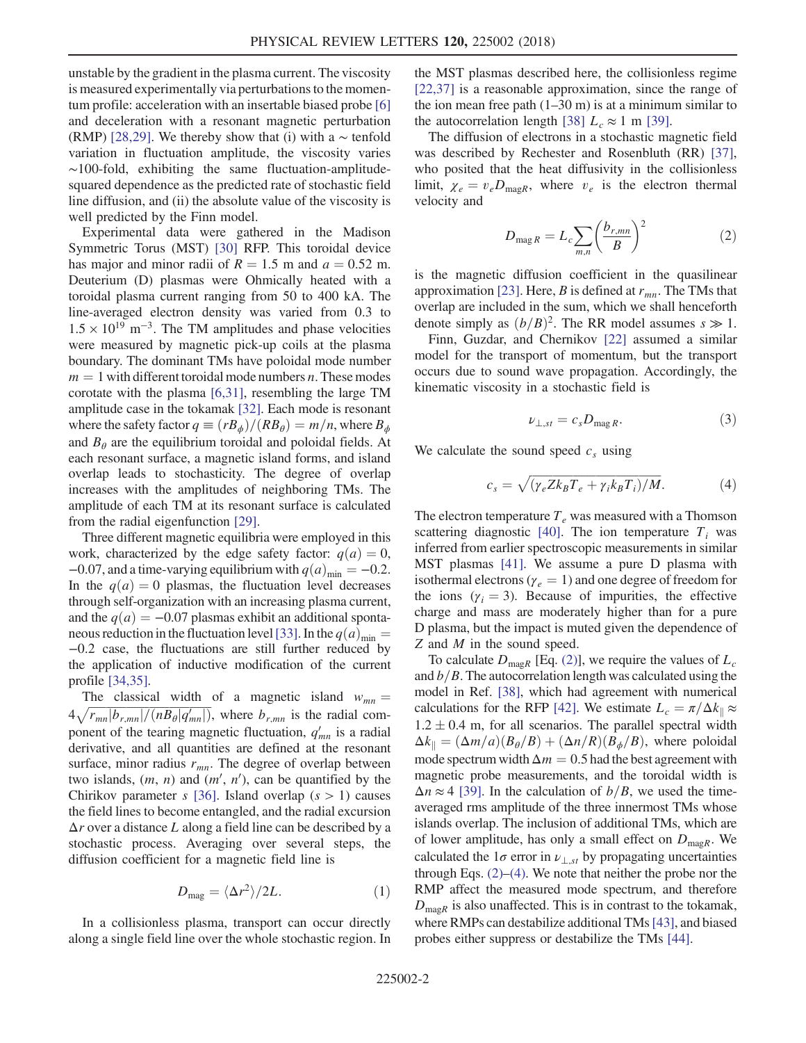unstable by the gradient in the plasma current. The viscosity is measured experimentally via perturbations to the momentum profile: acceleration with an insertable biased probe [6] and deceleration with a resonant magnetic perturbation (RMP) [28,29]. We thereby show that (i) with a $\sim$ tenfold variation in fluctuation amplitude, the viscosity varies $\sim$100-fold, exhibiting the same fluctuation-amplitude-squared dependence as the predicted rate of stochastic field line diffusion, and (ii) the absolute value of the viscosity is well predicted by the Finn model.

Experimental data were gathered in the Madison Symmetric Torus (MST) [30] RFP. This toroidal device has major and minor radii of $R = 1.5$ m and $a = 0.52$ m. Deuterium (D) plasmas were Ohmically heated with a toroidal plasma current ranging from 50 to 400 kA. The line-averaged electron density was varied from 0.3 to $1.5 \times 10^{19}$ m$^{-3}$. The TM amplitudes and phase velocities were measured by magnetic pick-up coils at the plasma boundary. The dominant TMs have poloidal mode number $m = 1$ with different toroidal mode numbers $n$. These modes corotate with the plasma [6,31], resembling the large TM amplitude case in the tokamak [32]. Each mode is resonant where the safety factor $q \equiv (rB_\phi)/(RB_\theta) = m/n$, where $B_\phi$ and $B_\theta$ are the equilibrium toroidal and poloidal fields. At each resonant surface, a magnetic island forms, and island overlap leads to stochasticity. The degree of overlap increases with the amplitudes of neighboring TMs. The amplitude of each TM at its resonant surface is calculated from the radial eigenfunction [29].

Three different magnetic equilibria were employed in this work, characterized by the edge safety factor: $q(a) = 0$, $-0.07$, and a time-varying equilibrium with $q(a)_{\min} = -0.2$. In the $q(a) = 0$ plasmas, the fluctuation level decreases through self-organization with an increasing plasma current, and the $q(a) = -0.07$ plasmas exhibit an additional spontaneous reduction in the fluctuation level [33]. In the $q(a)_{\min} = -0.2$ case, the fluctuations are still further reduced by the application of inductive modification of the current profile [34,35].

The classical width of a magnetic island $w_{mn} = 4\sqrt{r_{mn}|b_{r,mn}|/(nB_\theta|q'_{mn}|)}$, where $b_{r,mn}$ is the radial component of the tearing magnetic fluctuation, $q'_{mn}$ is a radial derivative, and all quantities are defined at the resonant surface, minor radius $r_{mn}$. The degree of overlap between two islands, $(m, n)$ and $(m', n')$, can be quantified by the Chirikov parameter $s$ [36]. Island overlap ($s > 1$) causes the field lines to become entangled, and the radial excursion $\Delta r$ over a distance $L$ along a field line can be described by a stochastic process. Averaging over several steps, the diffusion coefficient for a magnetic field line is

$$D_{\mathrm{mag}} = \langle \Delta r^2 \rangle / 2L. \tag{1}$$

In a collisionless plasma, transport can occur directly along a single field line over the whole stochastic region. In the MST plasmas described here, the collisionless regime [22,37] is a reasonable approximation, since the range of the ion mean free path (1–30 m) is at a minimum similar to the autocorrelation length [38] $L_c \approx 1$ m [39].

The diffusion of electrons in a stochastic magnetic field was described by Rechester and Rosenbluth (RR) [37], who posited that the heat diffusivity in the collisionless limit, $\chi_e = v_e D_{\mathrm{mag}R}$, where $v_e$ is the electron thermal velocity and

$$D_{\mathrm{mag}\,R} = L_c \sum_{m,n} \left( \frac{b_{r,mn}}{B} \right)^2 \tag{2}$$

is the magnetic diffusion coefficient in the quasilinear approximation [23]. Here, $B$ is defined at $r_{mn}$. The TMs that overlap are included in the sum, which we shall henceforth denote simply as $(b/B)^2$. The RR model assumes $s \gg 1$.

Finn, Guzdar, and Chernikov [22] assumed a similar model for the transport of momentum, but the transport occurs due to sound wave propagation. Accordingly, the kinematic viscosity in a stochastic field is

$$\nu_{\perp,st} = c_s D_{\mathrm{mag}\,R}. \tag{3}$$

We calculate the sound speed $c_s$ using

$$c_s = \sqrt{(\gamma_e Z k_B T_e + \gamma_i k_B T_i)/M}. \tag{4}$$

The electron temperature $T_e$ was measured with a Thomson scattering diagnostic [40]. The ion temperature $T_i$ was inferred from earlier spectroscopic measurements in similar MST plasmas [41]. We assume a pure D plasma with isothermal electrons ($\gamma_e = 1$) and one degree of freedom for the ions ($\gamma_i = 3$). Because of impurities, the effective charge and mass are moderately higher than for a pure D plasma, but the impact is muted given the dependence of $Z$ and $M$ in the sound speed.

To calculate $D_{\mathrm{mag}R}$ [Eq. (2)], we require the values of $L_c$ and $b/B$. The autocorrelation length was calculated using the model in Ref. [38], which had agreement with numerical calculations for the RFP [42]. We estimate $L_c = \pi/\Delta k_\parallel \approx 1.2 \pm 0.4$ m, for all scenarios. The parallel spectral width $\Delta k_\parallel = (\Delta m/a)(B_\theta/B) + (\Delta n/R)(B_\phi/B)$, where poloidal mode spectrum width $\Delta m = 0.5$ had the best agreement with magnetic probe measurements, and the toroidal width is $\Delta n \approx 4$ [39]. In the calculation of $b/B$, we used the time-averaged rms amplitude of the three innermost TMs whose islands overlap. The inclusion of additional TMs, which are of lower amplitude, has only a small effect on $D_{\mathrm{mag}R}$. We calculated the $1\sigma$ error in $\nu_{\perp,st}$ by propagating uncertainties through Eqs. (2)–(4). We note that neither the probe nor the RMP affect the measured mode spectrum, and therefore $D_{\mathrm{mag}R}$ is also unaffected. This is in contrast to the tokamak, where RMPs can destabilize additional TMs [43], and biased probes either suppress or destabilize the TMs [44].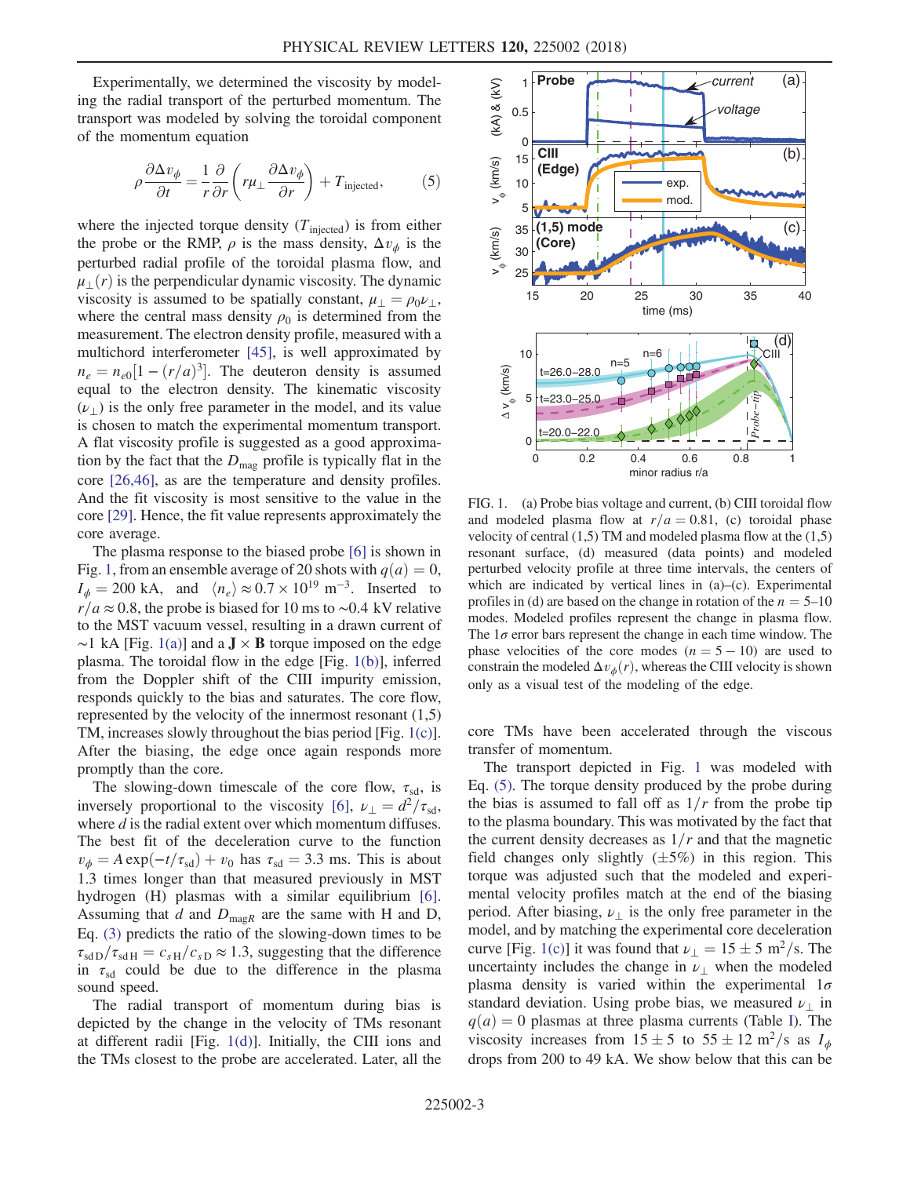Experimentally, we determined the viscosity by modeling the radial transport of the perturbed momentum. The transport was modeled by solving the toroidal component of the momentum equation

$$\rho \frac{\partial \Delta v_\phi}{\partial t} = \frac{1}{r}\frac{\partial}{\partial r}\left( r\mu_\perp \frac{\partial \Delta v_\phi}{\partial r}\right) + T_{\mathrm{injected}}, \tag{5}$$

where the injected torque density ($T_{\mathrm{injected}}$) is from either the probe or the RMP, $\rho$ is the mass density, $\Delta v_\phi$ is the perturbed radial profile of the toroidal plasma flow, and $\mu_\perp(r)$ is the perpendicular dynamic viscosity. The dynamic viscosity is assumed to be spatially constant, $\mu_\perp = \rho_0 \nu_\perp$, where the central mass density $\rho_0$ is determined from the measurement. The electron density profile, measured with a multichord interferometer [45], is well approximated by $n_e = n_{e0}[1-(r/a)^3]$. The deuteron density is assumed equal to the electron density. The kinematic viscosity ($\nu_\perp$) is the only free parameter in the model, and its value is chosen to match the experimental momentum transport. A flat viscosity profile is suggested as a good approximation by the fact that the $D_{\mathrm{mag}}$ profile is typically flat in the core [26,46], as are the temperature and density profiles. And the fit viscosity is most sensitive to the value in the core [29]. Hence, the fit value represents approximately the core average.

The plasma response to the biased probe [6] is shown in Fig. 1, from an ensemble average of 20 shots with $q(a) = 0$, $I_\phi = 200$ kA, and $\langle n_e \rangle \approx 0.7 \times 10^{19}$ m$^{-3}$. Inserted to $r/a \approx 0.8$, the probe is biased for 10 ms to ∼0.4 kV relative to the MST vacuum vessel, resulting in a drawn current of ∼1 kA [Fig. 1(a)] and a $\mathbf{J} \times \mathbf{B}$ torque imposed on the edge plasma. The toroidal flow in the edge [Fig. 1(b)], inferred from the Doppler shift of the CIII impurity emission, responds quickly to the bias and saturates. The core flow, represented by the velocity of the innermost resonant (1,5) TM, increases slowly throughout the bias period [Fig. 1(c)]. After the biasing, the edge once again responds more promptly than the core.

The slowing-down timescale of the core flow, $\tau_{\mathrm{sd}}$, is inversely proportional to the viscosity [6], $\nu_\perp = d^2/\tau_{\mathrm{sd}}$, where $d$ is the radial extent over which momentum diffuses. The best fit of the deceleration curve to the function $v_\phi = A\exp(-t/\tau_{\mathrm{sd}}) + v_0$ has $\tau_{\mathrm{sd}} = 3.3$ ms. This is about 1.3 times longer than that measured previously in MST hydrogen (H) plasmas with a similar equilibrium [6]. Assuming that $d$ and $D_{\mathrm{mag}R}$ are the same with H and D, Eq. (3) predicts the ratio of the slowing-down times to be $\tau_{\mathrm{sd\,D}}/\tau_{\mathrm{sd\,H}} = c_{s\mathrm{H}}/c_{s\mathrm{D}} \approx 1.3$, suggesting that the difference in $\tau_{\mathrm{sd}}$ could be due to the difference in the plasma sound speed.

The radial transport of momentum during bias is depicted by the change in the velocity of TMs resonant at different radii [Fig. 1(d)]. Initially, the CIII ions and the TMs closest to the probe are accelerated. Later, all the core TMs have been accelerated through the viscous transfer of momentum.

FIG. 1. (a) Probe bias voltage and current, (b) CIII toroidal flow and modeled plasma flow at $r/a = 0.81$, (c) toroidal phase velocity of central (1,5) TM and modeled plasma flow at the (1,5) resonant surface, (d) measured (data points) and modeled perturbed velocity profile at three time intervals, the centers of which are indicated by vertical lines in (a)–(c). Experimental profiles in (d) are based on the change in rotation of the $n = 5$–$10$ modes. Modeled profiles represent the change in plasma flow. The $1\sigma$ error bars represent the change in each time window. The phase velocities of the core modes ($n = 5-10$) are used to constrain the modeled $\Delta v_\phi(r)$, whereas the CIII velocity is shown only as a visual test of the modeling of the edge.

The transport depicted in Fig. 1 was modeled with Eq. (5). The torque density produced by the probe during the bias is assumed to fall off as $1/r$ from the probe tip to the plasma boundary. This was motivated by the fact that the current density decreases as $1/r$ and that the magnetic field changes only slightly (±5%) in this region. This torque was adjusted such that the modeled and experimental velocity profiles match at the end of the biasing period. After biasing, $\nu_\perp$ is the only free parameter in the model, and by matching the experimental core deceleration curve [Fig. 1(c)] it was found that $\nu_\perp = 15 \pm 5$ m$^2$/s. The uncertainty includes the change in $\nu_\perp$ when the modeled plasma density is varied within the experimental $1\sigma$ standard deviation. Using probe bias, we measured $\nu_\perp$ in $q(a) = 0$ plasmas at three plasma currents (Table I). The viscosity increases from $15 \pm 5$ to $55 \pm 12$ m$^2$/s as $I_\phi$ drops from 200 to 49 kA. We show below that this can be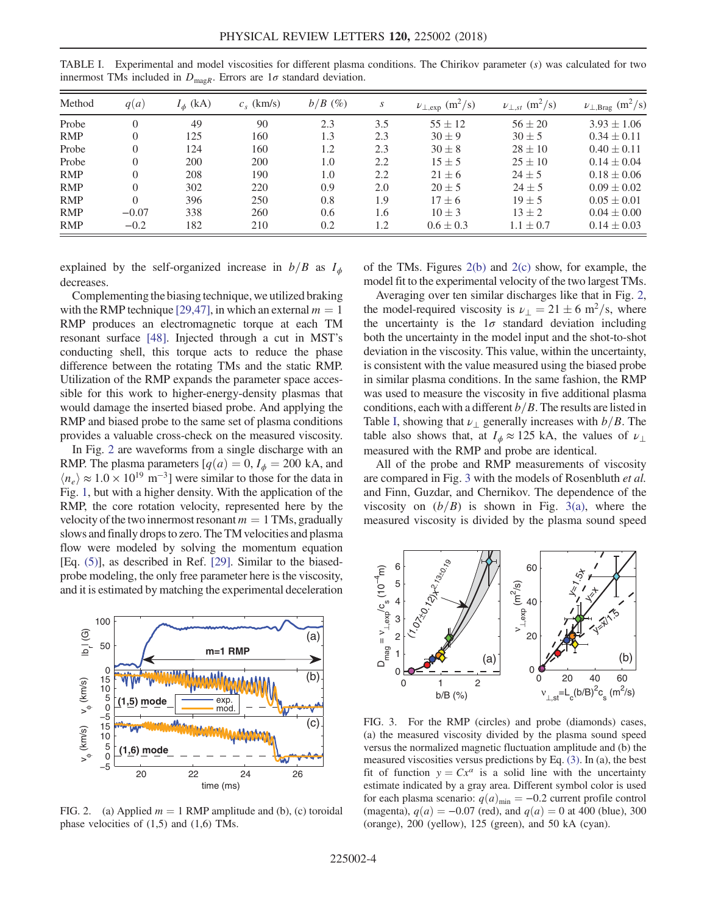TABLE I. Experimental and model viscosities for different plasma conditions. The Chirikov parameter ($s$) was calculated for two innermost TMs included in $D_{\mathrm{mag}R}$. Errors are $1\sigma$ standard deviation.

| Method | $q(a)$ | $I_\phi$ (kA) | $c_s$ (km/s) | $b/B$ (%) | $s$ | $\nu_{\perp,\mathrm{exp}}$ (m$^2$/s) | $\nu_{\perp,st}$ (m$^2$/s) | $\nu_{\perp,\mathrm{Brag}}$ (m$^2$/s) |
|---|---|---|---|---|---|---|---|---|
| Probe | 0 | 49 | 90 | 2.3 | 3.5 | $55 \pm 12$ | $56 \pm 20$ | $3.93 \pm 1.06$ |
| RMP | 0 | 125 | 160 | 1.3 | 2.3 | $30 \pm 9$ | $30 \pm 5$ | $0.34 \pm 0.11$ |
| Probe | 0 | 124 | 160 | 1.2 | 2.3 | $30 \pm 8$ | $28 \pm 10$ | $0.40 \pm 0.11$ |
| Probe | 0 | 200 | 200 | 1.0 | 2.2 | $15 \pm 5$ | $25 \pm 10$ | $0.14 \pm 0.04$ |
| RMP | 0 | 208 | 190 | 1.0 | 2.2 | $21 \pm 6$ | $24 \pm 5$ | $0.18 \pm 0.06$ |
| RMP | 0 | 302 | 220 | 0.9 | 2.0 | $20 \pm 5$ | $24 \pm 5$ | $0.09 \pm 0.02$ |
| RMP | 0 | 396 | 250 | 0.8 | 1.9 | $17 \pm 6$ | $19 \pm 5$ | $0.05 \pm 0.01$ |
| RMP | $-0.07$ | 338 | 260 | 0.6 | 1.6 | $10 \pm 3$ | $13 \pm 2$ | $0.04 \pm 0.00$ |
| RMP | $-0.2$ | 182 | 210 | 0.2 | 1.2 | $0.6 \pm 0.3$ | $1.1 \pm 0.7$ | $0.14 \pm 0.03$ |

explained by the self-organized increase in $b/B$ as $I_\phi$ decreases.

Complementing the biasing technique, we utilized braking with the RMP technique [29,47], in which an external $m = 1$ RMP produces an electromagnetic torque at each TM resonant surface [48]. Injected through a cut in MST's conducting shell, this torque acts to reduce the phase difference between the rotating TMs and the static RMP. Utilization of the RMP expands the parameter space accessible for this work to higher-energy-density plasmas that would damage the inserted biased probe. And applying the RMP and biased probe to the same set of plasma conditions provides a valuable cross-check on the measured viscosity.

In Fig. 2 are waveforms from a single discharge with an RMP. The plasma parameters [$q(a) = 0$, $I_\phi = 200$ kA, and $\langle n_e \rangle \approx 1.0 \times 10^{19}$ m$^{-3}$] were similar to those for the data in Fig. 1, but with a higher density. With the application of the RMP, the core rotation velocity, represented here by the velocity of the two innermost resonant $m = 1$ TMs, gradually slows and finally drops to zero. The TM velocities and plasma flow were modeled by solving the momentum equation [Eq. (5)], as described in Ref. [29]. Similar to the biased-probe modeling, the only free parameter here is the viscosity, and it is estimated by matching the experimental deceleration of the TMs. Figures 2(b) and 2(c) show, for example, the model fit to the experimental velocity of the two largest TMs.

FIG. 2. (a) Applied $m = 1$ RMP amplitude and (b), (c) toroidal phase velocities of (1,5) and (1,6) TMs.

Averaging over ten similar discharges like that in Fig. 2, the model-required viscosity is $\nu_\perp = 21 \pm 6$ m$^2$/s, where the uncertainty is the $1\sigma$ standard deviation including both the uncertainty in the model input and the shot-to-shot deviation in the viscosity. This value, within the uncertainty, is consistent with the value measured using the biased probe in similar plasma conditions. In the same fashion, the RMP was used to measure the viscosity in five additional plasma conditions, each with a different $b/B$. The results are listed in Table I, showing that $\nu_\perp$ generally increases with $b/B$. The table also shows that, at $I_\phi \approx 125$ kA, the values of $\nu_\perp$ measured with the RMP and probe are identical.

All of the probe and RMP measurements of viscosity are compared in Fig. 3 with the models of Rosenbluth *et al.* and Finn, Guzdar, and Chernikov. The dependence of the viscosity on $(b/B)$ is shown in Fig. 3(a), where the measured viscosity is divided by the plasma sound speed

FIG. 3. For the RMP (circles) and probe (diamonds) cases, (a) the measured viscosity divided by the plasma sound speed versus the normalized magnetic fluctuation amplitude and (b) the measured viscosities versus predictions by Eq. (3). In (a), the best fit of function $y = Cx^\alpha$ is a solid line with the uncertainty estimate indicated by a gray area. Different symbol color is used for each plasma scenario: $q(a)_{\min} = -0.2$ current profile control (magenta), $q(a) = -0.07$ (red), and $q(a) = 0$ at 400 (blue), 300 (orange), 200 (yellow), 125 (green), and 50 kA (cyan).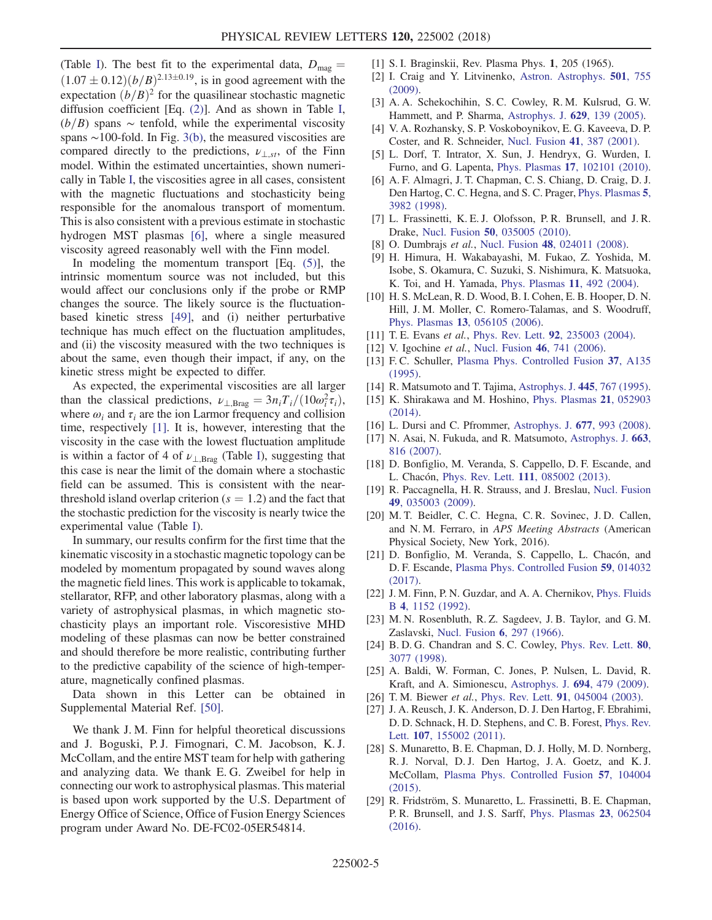(Table I). The best fit to the experimental data, $D_{\mathrm{mag}} = (1.07 \pm 0.12)(b/B)^{2.13\pm0.19}$, is in good agreement with the expectation $(b/B)^2$ for the quasilinear stochastic magnetic diffusion coefficient [Eq. (2)]. And as shown in Table I, $(b/B)$ spans $\sim$ tenfold, while the experimental viscosity spans $\sim$100-fold. In Fig. 3(b), the measured viscosities are compared directly to the predictions, $\nu_{\perp,st}$, of the Finn model. Within the estimated uncertainties, shown numerically in Table I, the viscosities agree in all cases, consistent with the magnetic fluctuations and stochasticity being responsible for the anomalous transport of momentum. This is also consistent with a previous estimate in stochastic hydrogen MST plasmas [6], where a single measured viscosity agreed reasonably well with the Finn model.

In modeling the momentum transport [Eq. (5)], the intrinsic momentum source was not included, but this would affect our conclusions only if the probe or RMP changes the source. The likely source is the fluctuation-based kinetic stress [49], and (i) neither perturbative technique has much effect on the fluctuation amplitudes, and (ii) the viscosity measured with the two techniques is about the same, even though their impact, if any, on the kinetic stress might be expected to differ.

As expected, the experimental viscosities are all larger than the classical predictions, $\nu_{\perp,\mathrm{Brag}} = 3n_iT_i/(10\omega_i^2\tau_i)$, where $\omega_i$ and $\tau_i$ are the ion Larmor frequency and collision time, respectively [1]. It is, however, interesting that the viscosity in the case with the lowest fluctuation amplitude is within a factor of 4 of $\nu_{\perp,\mathrm{Brag}}$ (Table I), suggesting that this case is near the limit of the domain where a stochastic field can be assumed. This is consistent with the near-threshold island overlap criterion ($s = 1.2$) and the fact that the stochastic prediction for the viscosity is nearly twice the experimental value (Table I).

In summary, our results confirm for the first time that the kinematic viscosity in a stochastic magnetic topology can be modeled by momentum propagated by sound waves along the magnetic field lines. This work is applicable to tokamak, stellarator, RFP, and other laboratory plasmas, along with a variety of astrophysical plasmas, in which magnetic stochasticity plays an important role. Viscoresistive MHD modeling of these plasmas can now be better constrained and should therefore be more realistic, contributing further to the predictive capability of the science of high-temperature, magnetically confined plasmas.

Data shown in this Letter can be obtained in Supplemental Material Ref. [50].

We thank J. M. Finn for helpful theoretical discussions and J. Boguski, P. J. Fimognari, C. M. Jacobson, K. J. McCollam, and the entire MST team for help with gathering and analyzing data. We thank E. G. Zweibel for help in connecting our work to astrophysical plasmas. This material is based upon work supported by the U.S. Department of Energy Office of Science, Office of Fusion Energy Sciences program under Award No. DE-FC02-05ER54814.

[1] S. I. Braginskii, Rev. Plasma Phys. **1**, 205 (1965).

[2] I. Craig and Y. Litvinenko, Astron. Astrophys. **501**, 755 (2009).

[3] A. A. Schekochihin, S. C. Cowley, R. M. Kulsrud, G. W. Hammett, and P. Sharma, Astrophys. J. **629**, 139 (2005).

[4] V. A. Rozhansky, S. P. Voskoboynikov, E. G. Kaveeva, D. P. Coster, and R. Schneider, Nucl. Fusion **41**, 387 (2001).

[5] L. Dorf, T. Intrator, X. Sun, J. Hendryx, G. Wurden, I. Furno, and G. Lapenta, Phys. Plasmas **17**, 102101 (2010).

[6] A. F. Almagri, J. T. Chapman, C. S. Chiang, D. Craig, D. J. Den Hartog, C. C. Hegna, and S. C. Prager, Phys. Plasmas **5**, 3982 (1998).

[7] L. Frassinetti, K. E. J. Olofsson, P. R. Brunsell, and J. R. Drake, Nucl. Fusion **50**, 035005 (2010).

[8] O. Dumbrajs *et al.*, Nucl. Fusion **48**, 024011 (2008).

[9] H. Himura, H. Wakabayashi, M. Fukao, Z. Yoshida, M. Isobe, S. Okamura, C. Suzuki, S. Nishimura, K. Matsuoka, K. Toi, and H. Yamada, Phys. Plasmas **11**, 492 (2004).

[10] H. S. McLean, R. D. Wood, B. I. Cohen, E. B. Hooper, D. N. Hill, J. M. Moller, C. Romero-Talamas, and S. Woodruff, Phys. Plasmas **13**, 056105 (2006).

[11] T. E. Evans *et al.*, Phys. Rev. Lett. **92**, 235003 (2004).

[12] V. Igochine *et al.*, Nucl. Fusion **46**, 741 (2006).

[13] F. C. Schuller, Plasma Phys. Controlled Fusion **37**, A135 (1995).

[14] R. Matsumoto and T. Tajima, Astrophys. J. **445**, 767 (1995).

[15] K. Shirakawa and M. Hoshino, Phys. Plasmas **21**, 052903 (2014).

[16] L. Dursi and C. Pfrommer, Astrophys. J. **677**, 993 (2008).

[17] N. Asai, N. Fukuda, and R. Matsumoto, Astrophys. J. **663**, 816 (2007).

[18] D. Bonfiglio, M. Veranda, S. Cappello, D. F. Escande, and L. Chacón, Phys. Rev. Lett. **111**, 085002 (2013).

[19] R. Paccagnella, H. R. Strauss, and J. Breslau, Nucl. Fusion **49**, 035003 (2009).

[20] M. T. Beidler, C. C. Hegna, C. R. Sovinec, J. D. Callen, and N. M. Ferraro, in *APS Meeting Abstracts* (American Physical Society, New York, 2016).

[21] D. Bonfiglio, M. Veranda, S. Cappello, L. Chacón, and D. F. Escande, Plasma Phys. Controlled Fusion **59**, 014032 (2017).

[22] J. M. Finn, P. N. Guzdar, and A. A. Chernikov, Phys. Fluids B **4**, 1152 (1992).

[23] M. N. Rosenbluth, R. Z. Sagdeev, J. B. Taylor, and G. M. Zaslavski, Nucl. Fusion **6**, 297 (1966).

[24] B. D. G. Chandran and S. C. Cowley, Phys. Rev. Lett. **80**, 3077 (1998).

[25] A. Baldi, W. Forman, C. Jones, P. Nulsen, L. David, R. Kraft, and A. Simionescu, Astrophys. J. **694**, 479 (2009).

[26] T. M. Biewer *et al.*, Phys. Rev. Lett. **91**, 045004 (2003).

[27] J. A. Reusch, J. K. Anderson, D. J. Den Hartog, F. Ebrahimi, D. D. Schnack, H. D. Stephens, and C. B. Forest, Phys. Rev. Lett. **107**, 155002 (2011).

[28] S. Munaretto, B. E. Chapman, D. J. Holly, M. D. Nornberg, R. J. Norval, D. J. Den Hartog, J. A. Goetz, and K. J. McCollam, Plasma Phys. Controlled Fusion **57**, 104004 (2015).

[29] R. Fridström, S. Munaretto, L. Frassinetti, B. E. Chapman, P. R. Brunsell, and J. S. Sarff, Phys. Plasmas **23**, 062504 (2016).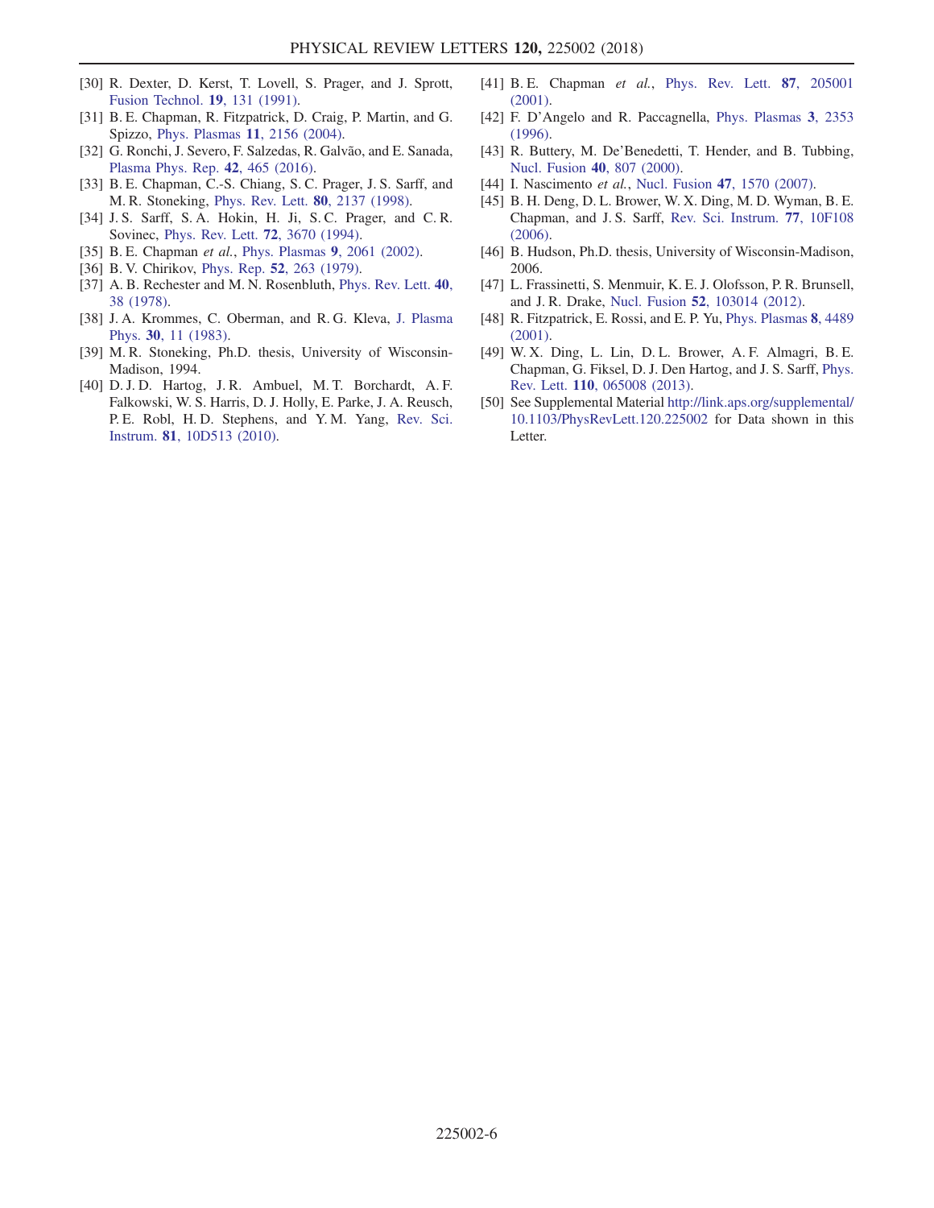[30] R. Dexter, D. Kerst, T. Lovell, S. Prager, and J. Sprott, Fusion Technol. **19**, 131 (1991).

[31] B. E. Chapman, R. Fitzpatrick, D. Craig, P. Martin, and G. Spizzo, Phys. Plasmas **11**, 2156 (2004).

[32] G. Ronchi, J. Severo, F. Salzedas, R. Galvão, and E. Sanada, Plasma Phys. Rep. **42**, 465 (2016).

[33] B. E. Chapman, C.-S. Chiang, S. C. Prager, J. S. Sarff, and M. R. Stoneking, Phys. Rev. Lett. **80**, 2137 (1998).

[34] J. S. Sarff, S. A. Hokin, H. Ji, S. C. Prager, and C. R. Sovinec, Phys. Rev. Lett. **72**, 3670 (1994).

[35] B. E. Chapman *et al.*, Phys. Plasmas **9**, 2061 (2002).

[36] B. V. Chirikov, Phys. Rep. **52**, 263 (1979).

[37] A. B. Rechester and M. N. Rosenbluth, Phys. Rev. Lett. **40**, 38 (1978).

[38] J. A. Krommes, C. Oberman, and R. G. Kleva, J. Plasma Phys. **30**, 11 (1983).

[39] M. R. Stoneking, Ph.D. thesis, University of Wisconsin-Madison, 1994.

[40] D. J. D. Hartog, J. R. Ambuel, M. T. Borchardt, A. F. Falkowski, W. S. Harris, D. J. Holly, E. Parke, J. A. Reusch, P. E. Robl, H. D. Stephens, and Y. M. Yang, Rev. Sci. Instrum. **81**, 10D513 (2010).

[41] B. E. Chapman *et al.*, Phys. Rev. Lett. **87**, 205001 (2001).

[42] F. D'Angelo and R. Paccagnella, Phys. Plasmas **3**, 2353 (1996).

[43] R. Buttery, M. De'Benedetti, T. Hender, and B. Tubbing, Nucl. Fusion **40**, 807 (2000).

[44] I. Nascimento *et al.*, Nucl. Fusion **47**, 1570 (2007).

[45] B. H. Deng, D. L. Brower, W. X. Ding, M. D. Wyman, B. E. Chapman, and J. S. Sarff, Rev. Sci. Instrum. **77**, 10F108 (2006).

[46] B. Hudson, Ph.D. thesis, University of Wisconsin-Madison, 2006.

[47] L. Frassinetti, S. Menmuir, K. E. J. Olofsson, P. R. Brunsell, and J. R. Drake, Nucl. Fusion **52**, 103014 (2012).

[48] R. Fitzpatrick, E. Rossi, and E. P. Yu, Phys. Plasmas **8**, 4489 (2001).

[49] W. X. Ding, L. Lin, D. L. Brower, A. F. Almagri, B. E. Chapman, G. Fiksel, D. J. Den Hartog, and J. S. Sarff, Phys. Rev. Lett. **110**, 065008 (2013).

[50] See Supplemental Material http://link.aps.org/supplemental/10.1103/PhysRevLett.120.225002 for Data shown in this Letter.